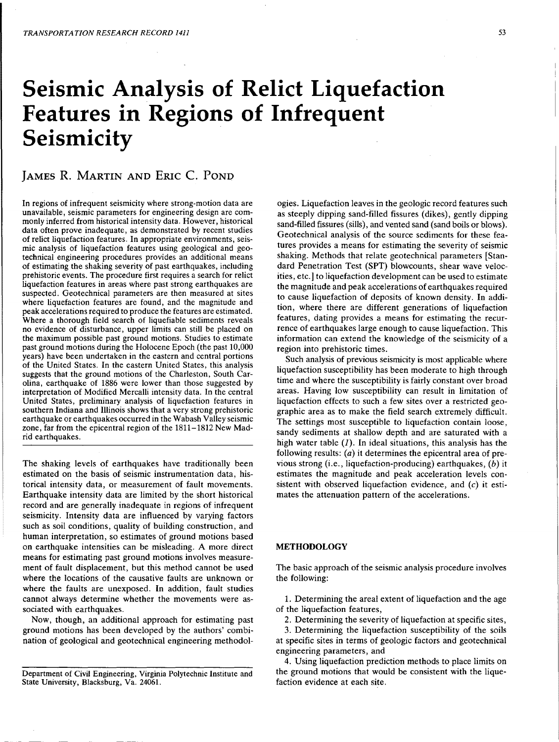# Seismic Analysis of Relict Liquefaction Features in Regions of Infrequent Seismicity

James R. Martin and Eric C. Pond

In regions of infrequent seismicity where strong-motion data are unavailable, seismic parameters for engineering design are commonly inferred from historical intensity data. However, historical data often prove inadequate, as demonstrated by recent studies of relict liquefaction features. In appropriate environments, seismic analysis of liquefaction features using geological and geotechnical engineering procedures provides an additional means of estimating the shaking severity of past earthquakes, including prehistoric events. The procedure first requires a search for relict liquefaction features in areas where past strong earthquakes are suspected. Geotechnical parameters are then measured at sites where liquefaction features are found, and the magnitude and peak accelerations required to produce the features are estimated. Where a thorough field search of liquefiable sediments reveals no evidence of disturbance, upper limits can still be placed on the maximum possible past ground motions. Studies to estimate past ground motions during the Holocene Epoch (the past 10,000 years) have been undertaken in the eastern and central portions of the United States. In the eastern United States, this analysis suggests that the ground motions of the Charleston, South Carolina, earthquake of 1886 were lower than those suggested by interpretation of Modified Mercalli intensity data. In the central United States, preliminary analysis of liquefaction features in southern Indiana and Illinois shows that a very strong prehistoric earthquake or earthquakes occurred in the Wabash Valley seismic zone, far from the epicentral region of the 1811–1812 New Madrid earthquakes.

The shaking levels of earthquakes have traditionally been estimated on the basis of seismic instrumentation data, historical intensity data, or measurement of fault movements. Earthquake intensity data are limited by the short historical record and are generally inadequate in regions of infrequent seismicity. Intensity data are influenced by varying factors such as soil conditions, quality of building construction, and human interpretation, so estimates of ground motions based on earthquake intensities can be misleading. A more direct means for estimating past ground motions involves measurement of fault displacement, but this method cannot be used where the locations of the causative faults are unknown or where the faults are unexposed. In addition, fault studies cannot always determine whether the movements were associated with earthquakes.

Now, though, an additional approach for estimating past ground motions has been developed by the authors' combination of geological and geotechnical engineering methodologies. Liquefaction leaves in the geologic record features such as steeply dipping sand-filled fissures (dikes), gently dipping sand-filled fissures (sills), and vented sand (sand boils or blows). Geotechnical analysis of the source sediments for these features provides a means for estimating the severity of seismic shaking. Methods that relate geotechnical parameters [Standard Penetration Test (SPT) blowcounts, shear wave velocities, etc.] to liquefaction development can be used to estimate the magnitude and peak accelerations of earthquakes required to cause liquefaction of deposits of known density. In addition, where there are different generations of liquefaction features, dating provides a means for estimating the recurrence of earthquakes large enough to cause liquefaction. This information can extend the knowledge of the seismicity of a region into prehistoric times.

Such analysis of previous seismicity is most applicable where liquefaction susceptibility has been moderate to high through time and where the susceptibility is fairly constant over broad areas. Having low susceptibility can result in limitation of liquefaction effects to such a few sites over a restricted geographic area as to make the field search extremely difficult. The settings most susceptible to liquefaction contain loose, sandy sediments at shallow depth and are saturated with a high water table (*1*). In ideal situations, this analysis has the following results: (*a*) it determines the epicentral area of previous strong (i.e., liquefaction-producing) earthquakes, (*b*) it estimates the magnitude and peak acceleration levels consistent with observed liquefaction evidence, and (*c*) it estimates the attenuation pattern of the accelerations.

## METHODOLOGY

The basic approach of the seismic analysis procedure involves the following:

1. Determining the areal extent of liquefaction and the age of the liquefaction features,
2. Determining the severity of liquefaction at specific sites,
3. Determining the liquefaction susceptibility of the soils at specific sites in terms of geologic factors and geotechnical engineering parameters, and
4. Using liquefaction prediction methods to place limits on the ground motions that would be consistent with the liquefaction evidence at each site.

Department of Civil Engineering, Virginia Polytechnic Institute and State University, Blacksburg, Va. 24061.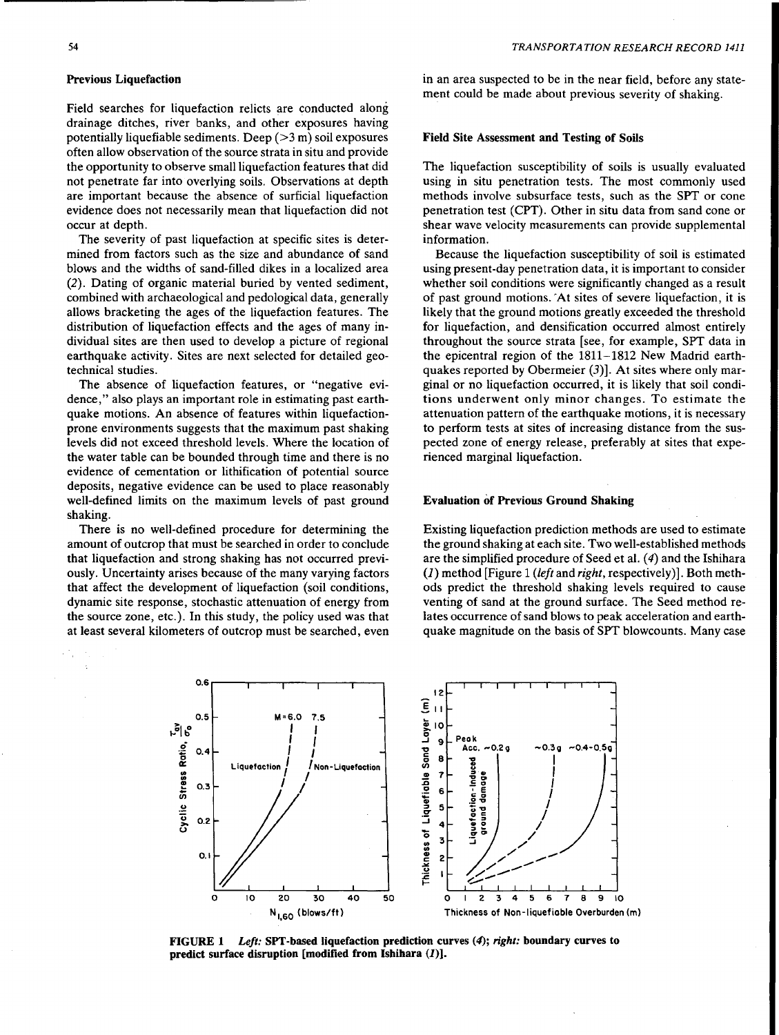### Previous Liquefaction

Field searches for liquefaction relicts are conducted along drainage ditches, river banks, and other exposures having potentially liquefiable sediments. Deep (>3 m) soil exposures often allow observation of the source strata in situ and provide the opportunity to observe small liquefaction features that did not penetrate far into overlying soils. Observations at depth are important because the absence of surficial liquefaction evidence does not necessarily mean that liquefaction did not occur at depth.

The severity of past liquefaction at specific sites is determined from factors such as the size and abundance of sand blows and the widths of sand-filled dikes in a localized area (*2*). Dating of organic material buried by vented sediment, combined with archaeological and pedological data, generally allows bracketing the ages of the liquefaction features. The distribution of liquefaction effects and the ages of many individual sites are then used to develop a picture of regional earthquake activity. Sites are next selected for detailed geotechnical studies.

The absence of liquefaction features, or "negative evidence," also plays an important role in estimating past earthquake motions. An absence of features within liquefaction-prone environments suggests that the maximum past shaking levels did not exceed threshold levels. Where the location of the water table can be bounded through time and there is no evidence of cementation or lithification of potential source deposits, negative evidence can be used to place reasonably well-defined limits on the maximum levels of past ground shaking.

There is no well-defined procedure for determining the amount of outcrop that must be searched in order to conclude that liquefaction and strong shaking has not occurred previously. Uncertainty arises because of the many varying factors that affect the development of liquefaction (soil conditions, dynamic site response, stochastic attenuation of energy from the source zone, etc.). In this study, the policy used was that at least several kilometers of outcrop must be searched, even in an area suspected to be in the near field, before any statement could be made about previous severity of shaking.

### Field Site Assessment and Testing of Soils

The liquefaction susceptibility of soils is usually evaluated using in situ penetration tests. The most commonly used methods involve subsurface tests, such as the SPT or cone penetration test (CPT). Other in situ data from sand cone or shear wave velocity measurements can provide supplemental information.

Because the liquefaction susceptibility of soil is estimated using present-day penetration data, it is important to consider whether soil conditions were significantly changed as a result of past ground motions. At sites of severe liquefaction, it is likely that the ground motions greatly exceeded the threshold for liquefaction, and densification occurred almost entirely throughout the source strata [see, for example, SPT data in the epicentral region of the 1811–1812 New Madrid earthquakes reported by Obermeier (*3*)]. At sites where only marginal or no liquefaction occurred, it is likely that soil conditions underwent only minor changes. To estimate the attenuation pattern of the earthquake motions, it is necessary to perform tests at sites of increasing distance from the suspected zone of energy release, preferably at sites that experienced marginal liquefaction.

### Evaluation of Previous Ground Shaking

Existing liquefaction prediction methods are used to estimate the ground shaking at each site. Two well-established methods are the simplified procedure of Seed et al. (*4*) and the Ishihara (*1*) method [Figure 1 (*left* and *right*, respectively)]. Both methods predict the threshold shaking levels required to cause venting of sand at the ground surface. The Seed method relates occurrence of sand blows to peak acceleration and earthquake magnitude on the basis of SPT blowcounts. Many case

**FIGURE 1** *Left:* **SPT-based liquefaction prediction curves (*4*);** *right:* **boundary curves to predict surface disruption [modified from Ishihara (*1*)].**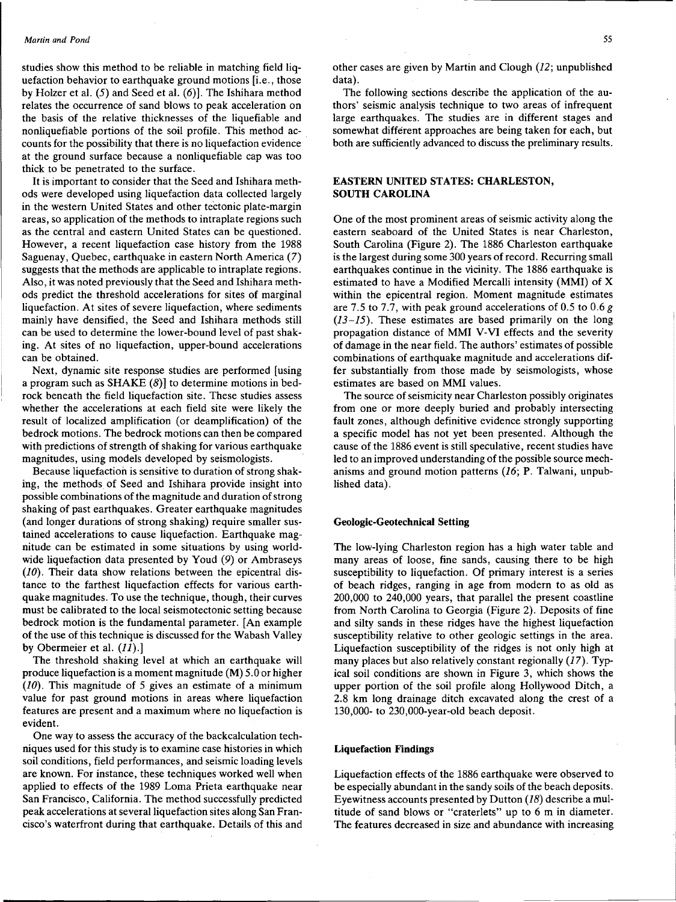studies show this method to be reliable in matching field liquefaction behavior to earthquake ground motions [i.e., those by Holzer et al. (*5*) and Seed et al. (*6*)]. The Ishihara method relates the occurrence of sand blows to peak acceleration on the basis of the relative thicknesses of the liquefiable and nonliquefiable portions of the soil profile. This method accounts for the possibility that there is no liquefaction evidence at the ground surface because a nonliquefiable cap was too thick to be penetrated to the surface.

It is important to consider that the Seed and Ishihara methods were developed using liquefaction data collected largely in the western United States and other tectonic plate-margin areas, so application of the methods to intraplate regions such as the central and eastern United States can be questioned. However, a recent liquefaction case history from the 1988 Saguenay, Quebec, earthquake in eastern North America (*7*) suggests that the methods are applicable to intraplate regions. Also, it was noted previously that the Seed and Ishihara methods predict the threshold accelerations for sites of marginal liquefaction. At sites of severe liquefaction, where sediments mainly have densified, the Seed and Ishihara methods still can be used to determine the lower-bound level of past shaking. At sites of no liquefaction, upper-bound accelerations can be obtained.

Next, dynamic site response studies are performed [using a program such as SHAKE (*8*)] to determine motions in bedrock beneath the field liquefaction site. These studies assess whether the accelerations at each field site were likely the result of localized amplification (or deamplification) of the bedrock motions. The bedrock motions can then be compared with predictions of strength of shaking for various earthquake magnitudes, using models developed by seismologists.

Because liquefaction is sensitive to duration of strong shaking, the methods of Seed and Ishihara provide insight into possible combinations of the magnitude and duration of strong shaking of past earthquakes. Greater earthquake magnitudes (and longer durations of strong shaking) require smaller sustained accelerations to cause liquefaction. Earthquake magnitude can be estimated in some situations by using worldwide liquefaction data presented by Youd (*9*) or Ambraseys (*10*). Their data show relations between the epicentral distance to the farthest liquefaction effects for various earthquake magnitudes. To use the technique, though, their curves must be calibrated to the local seismotectonic setting because bedrock motion is the fundamental parameter. [An example of the use of this technique is discussed for the Wabash Valley by Obermeier et al. (*11*).]

The threshold shaking level at which an earthquake will produce liquefaction is a moment magnitude (**M**) 5.0 or higher (*10*). This magnitude of 5 gives an estimate of a minimum value for past ground motions in areas where liquefaction features are present and a maximum where no liquefaction is evident.

One way to assess the accuracy of the backcalculation techniques used for this study is to examine case histories in which soil conditions, field performances, and seismic loading levels are known. For instance, these techniques worked well when applied to effects of the 1989 Loma Prieta earthquake near San Francisco, California. The method successfully predicted peak accelerations at several liquefaction sites along San Francisco's waterfront during that earthquake. Details of this and other cases are given by Martin and Clough (*12*; unpublished data).

The following sections describe the application of the authors' seismic analysis technique to two areas of infrequent large earthquakes. The studies are in different stages and somewhat different approaches are being taken for each, but both are sufficiently advanced to discuss the preliminary results.

## EASTERN UNITED STATES: CHARLESTON, SOUTH CAROLINA

One of the most prominent areas of seismic activity along the eastern seaboard of the United States is near Charleston, South Carolina (Figure 2). The 1886 Charleston earthquake is the largest during some 300 years of record. Recurring small earthquakes continue in the vicinity. The 1886 earthquake is estimated to have a Modified Mercalli intensity (MMI) of X within the epicentral region. Moment magnitude estimates are 7.5 to 7.7, with peak ground accelerations of 0.5 to 0.6 *g* (*13–15*). These estimates are based primarily on the long propagation distance of MMI V-VI effects and the severity of damage in the near field. The authors' estimates of possible combinations of earthquake magnitude and accelerations differ substantially from those made by seismologists, whose estimates are based on MMI values.

The source of seismicity near Charleston possibly originates from one or more deeply buried and probably intersecting fault zones, although definitive evidence strongly supporting a specific model has not yet been presented. Although the cause of the 1886 event is still speculative, recent studies have led to an improved understanding of the possible source mechanisms and ground motion patterns (*16*; P. Talwani, unpublished data).

### Geologic-Geotechnical Setting

The low-lying Charleston region has a high water table and many areas of loose, fine sands, causing there to be high susceptibility to liquefaction. Of primary interest is a series of beach ridges, ranging in age from modern to as old as 200,000 to 240,000 years, that parallel the present coastline from North Carolina to Georgia (Figure 2). Deposits of fine and silty sands in these ridges have the highest liquefaction susceptibility relative to other geologic settings in the area. Liquefaction susceptibility of the ridges is not only high at many places but also relatively constant regionally (*17*). Typical soil conditions are shown in Figure 3, which shows the upper portion of the soil profile along Hollywood Ditch, a 2.8 km long drainage ditch excavated along the crest of a 130,000- to 230,000-year-old beach deposit.

### Liquefaction Findings

Liquefaction effects of the 1886 earthquake were observed to be especially abundant in the sandy soils of the beach deposits. Eyewitness accounts presented by Dutton (*18*) describe a multitude of sand blows or "craterlets" up to 6 m in diameter. The features decreased in size and abundance with increasing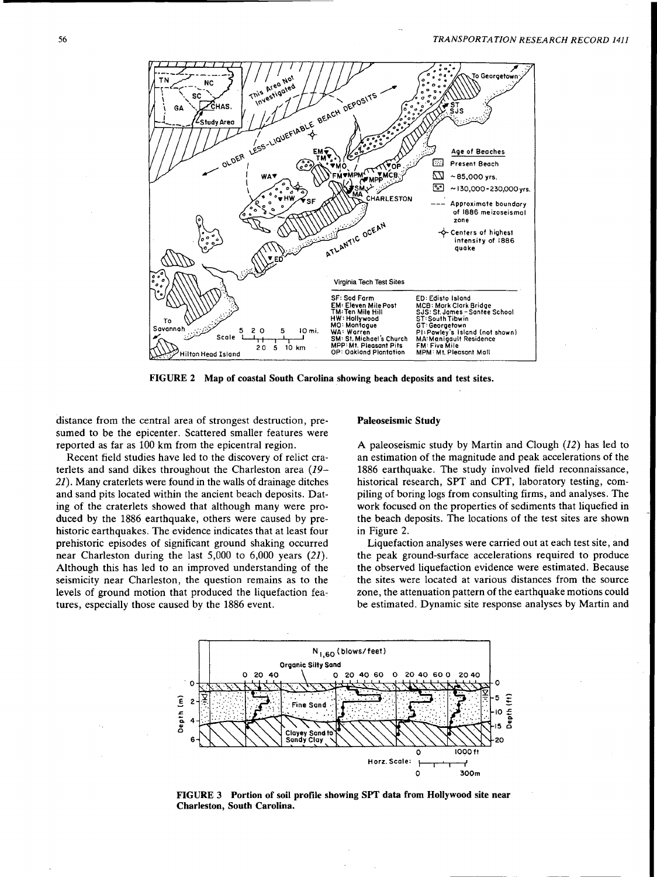FIGURE 2 Map of coastal South Carolina showing beach deposits and test sites.

distance from the central area of strongest destruction, presumed to be the epicenter. Scattered smaller features were reported as far as 100 km from the epicentral region.

Recent field studies have led to the discovery of relict craterlets and sand dikes throughout the Charleston area (*19–21*). Many craterlets were found in the walls of drainage ditches and sand pits located within the ancient beach deposits. Dating of the craterlets showed that although many were produced by the 1886 earthquake, others were caused by prehistoric earthquakes. The evidence indicates that at least four prehistoric episodes of significant ground shaking occurred near Charleston during the last 5,000 to 6,000 years (*21*). Although this has led to an improved understanding of the seismicity near Charleston, the question remains as to the levels of ground motion that produced the liquefaction features, especially those caused by the 1886 event.

## Paleoseismic Study

A paleoseismic study by Martin and Clough (*12*) has led to an estimation of the magnitude and peak accelerations of the 1886 earthquake. The study involved field reconnaissance, historical research, SPT and CPT, laboratory testing, compiling of boring logs from consulting firms, and analyses. The work focused on the properties of sediments that liquefied in the beach deposits. The locations of the test sites are shown in Figure 2.

Liquefaction analyses were carried out at each test site, and the peak ground-surface accelerations required to produce the observed liquefaction evidence were estimated. Because the sites were located at various distances from the source zone, the attenuation pattern of the earthquake motions could be estimated. Dynamic site response analyses by Martin and

FIGURE 3 Portion of soil profile showing SPT data from Hollywood site near Charleston, South Carolina.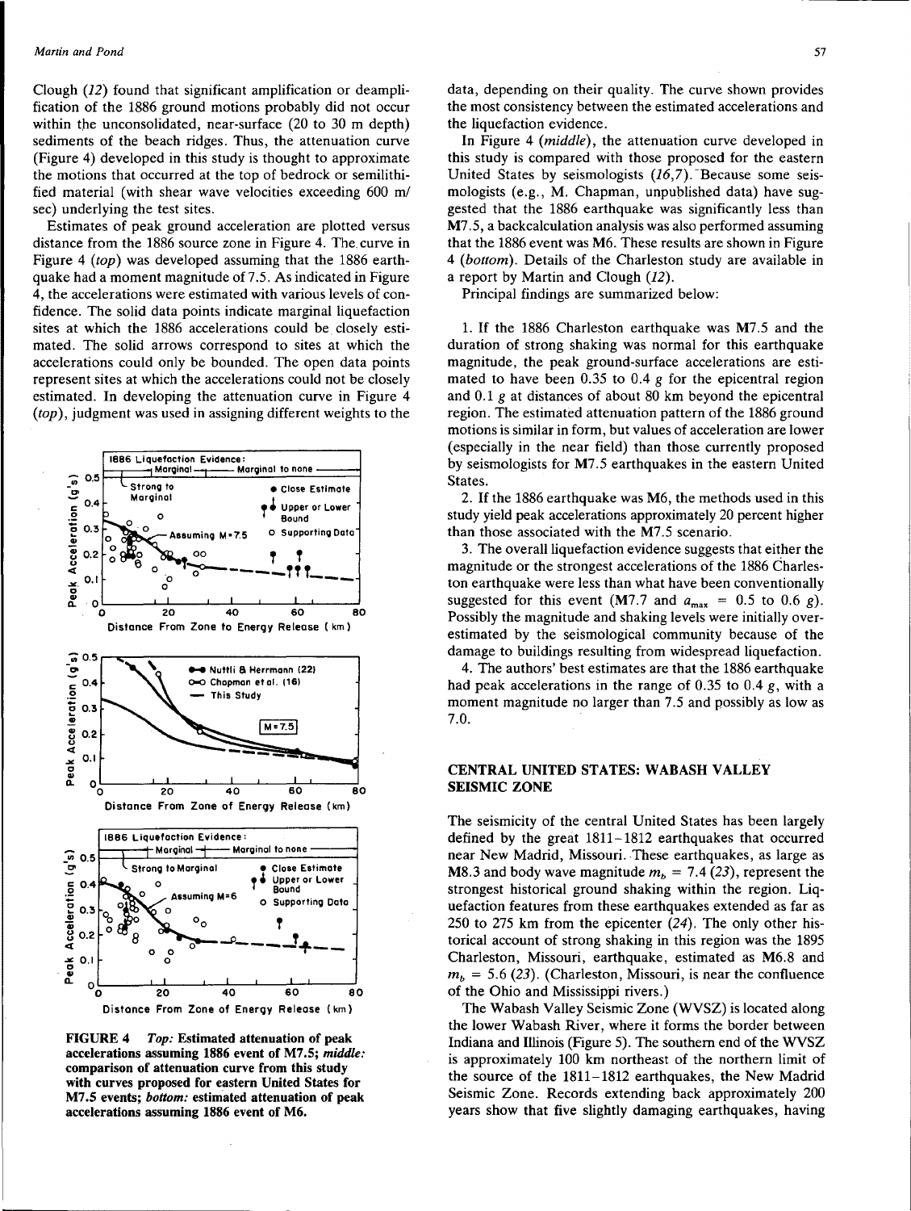Clough (12) found that significant amplification or deamplification of the 1886 ground motions probably did not occur within the unconsolidated, near-surface (20 to 30 m depth) sediments of the beach ridges. Thus, the attenuation curve (Figure 4) developed in this study is thought to approximate the motions that occurred at the top of bedrock or semilithified material (with shear wave velocities exceeding 600 m/sec) underlying the test sites.

Estimates of peak ground acceleration are plotted versus distance from the 1886 source zone in Figure 4. The curve in Figure 4 (*top*) was developed assuming that the 1886 earthquake had a moment magnitude of 7.5. As indicated in Figure 4, the accelerations were estimated with various levels of confidence. The solid data points indicate marginal liquefaction sites at which the 1886 accelerations could be closely estimated. The solid arrows correspond to sites at which the accelerations could only be bounded. The open data points represent sites at which the accelerations could not be closely estimated. In developing the attenuation curve in Figure 4 (*top*), judgment was used in assigning different weights to the data, depending on their quality. The curve shown provides the most consistency between the estimated accelerations and the liquefaction evidence.

**FIGURE 4** *Top:* **Estimated attenuation of peak accelerations assuming 1886 event of M7.5;** *middle:* **comparison of attenuation curve from this study with curves proposed for eastern United States for M7.5 events;** *bottom:* **estimated attenuation of peak accelerations assuming 1886 event of M6.**

In Figure 4 (*middle*), the attenuation curve developed in this study is compared with those proposed for the eastern United States by seismologists (16,7). Because some seismologists (e.g., M. Chapman, unpublished data) have suggested that the 1886 earthquake was significantly less than M7.5, a backcalculation analysis was also performed assuming that the 1886 event was M6. These results are shown in Figure 4 (*bottom*). Details of the Charleston study are available in a report by Martin and Clough (12).

Principal findings are summarized below:

1. If the 1886 Charleston earthquake was M7.5 and the duration of strong shaking was normal for this earthquake magnitude, the peak ground-surface accelerations are estimated to have been 0.35 to 0.4 *g* for the epicentral region and 0.1 *g* at distances of about 80 km beyond the epicentral region. The estimated attenuation pattern of the 1886 ground motions is similar in form, but values of acceleration are lower (especially in the near field) than those currently proposed by seismologists for M7.5 earthquakes in the eastern United States.

2. If the 1886 earthquake was M6, the methods used in this study yield peak accelerations approximately 20 percent higher than those associated with the M7.5 scenario.

3. The overall liquefaction evidence suggests that either the magnitude or the strongest accelerations of the 1886 Charleston earthquake were less than what have been conventionally suggested for this event (M7.7 and $a_{max}$ = 0.5 to 0.6 *g*). Possibly the magnitude and shaking levels were initially overestimated by the seismological community because of the damage to buildings resulting from widespread liquefaction.

4. The authors' best estimates are that the 1886 earthquake had peak accelerations in the range of 0.35 to 0.4 *g*, with a moment magnitude no larger than 7.5 and possibly as low as 7.0.

## CENTRAL UNITED STATES: WABASH VALLEY SEISMIC ZONE

The seismicity of the central United States has been largely defined by the great 1811–1812 earthquakes that occurred near New Madrid, Missouri. These earthquakes, as large as M8.3 and body wave magnitude $m_b$ = 7.4 (23), represent the strongest historical ground shaking within the region. Liquefaction features from these earthquakes extended as far as 250 to 275 km from the epicenter (24). The only other historical account of strong shaking in this region was the 1895 Charleston, Missouri, earthquake, estimated as M6.8 and $m_b$ = 5.6 (23). (Charleston, Missouri, is near the confluence of the Ohio and Mississippi rivers.)

The Wabash Valley Seismic Zone (WVSZ) is located along the lower Wabash River, where it forms the border between Indiana and Illinois (Figure 5). The southern end of the WVSZ is approximately 100 km northeast of the northern limit of the source of the 1811–1812 earthquakes, the New Madrid Seismic Zone. Records extending back approximately 200 years show that five slightly damaging earthquakes, having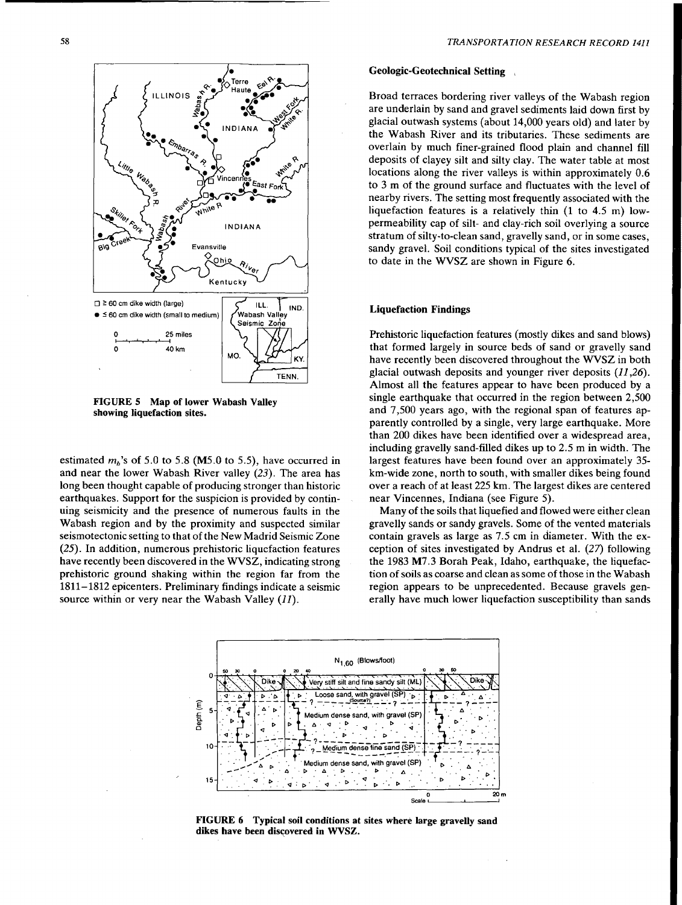FIGURE 5 Map of lower Wabash Valley showing liquefaction sites.

estimated $m_b$'s of 5.0 to 5.8 (**M**5.0 to 5.5), have occurred in and near the lower Wabash River valley (*23*). The area has long been thought capable of producing stronger than historic earthquakes. Support for the suspicion is provided by continuing seismicity and the presence of numerous faults in the Wabash region and by the proximity and suspected similar seismotectonic setting to that of the New Madrid Seismic Zone (*25*). In addition, numerous prehistoric liquefaction features have recently been discovered in the WVSZ, indicating strong prehistoric ground shaking within the region far from the 1811–1812 epicenters. Preliminary findings indicate a seismic source within or very near the Wabash Valley (*11*).

### Geologic-Geotechnical Setting

Broad terraces bordering river valleys of the Wabash region are underlain by sand and gravel sediments laid down first by glacial outwash systems (about 14,000 years old) and later by the Wabash River and its tributaries. These sediments are overlain by much finer-grained flood plain and channel fill deposits of clayey silt and silty clay. The water table at most locations along the river valleys is within approximately 0.6 to 3 m of the ground surface and fluctuates with the level of nearby rivers. The setting most frequently associated with the liquefaction features is a relatively thin (1 to 4.5 m) low-permeability cap of silt- and clay-rich soil overlying a source stratum of silty-to-clean sand, gravelly sand, or in some cases, sandy gravel. Soil conditions typical of the sites investigated to date in the WVSZ are shown in Figure 6.

### Liquefaction Findings

Prehistoric liquefaction features (mostly dikes and sand blows) that formed largely in source beds of sand or gravelly sand have recently been discovered throughout the WVSZ in both glacial outwash deposits and younger river deposits (*11,26*). Almost all the features appear to have been produced by a single earthquake that occurred in the region between 2,500 and 7,500 years ago, with the regional span of features apparently controlled by a single, very large earthquake. More than 200 dikes have been identified over a widespread area, including gravelly sand-filled dikes up to 2.5 m in width. The largest features have been found over an approximately 35-km-wide zone, north to south, with smaller dikes being found over a reach of at least 225 km. The largest dikes are centered near Vincennes, Indiana (see Figure 5).

Many of the soils that liquefied and flowed were either clean gravelly sands or sandy gravels. Some of the vented materials contain gravels as large as 7.5 cm in diameter. With the exception of sites investigated by Andrus et al. (*27*) following the 1983 **M**7.3 Borah Peak, Idaho, earthquake, the liquefaction of soils as coarse and clean as some of those in the Wabash region appears to be unprecedented. Because gravels generally have much lower liquefaction susceptibility than sands

FIGURE 6 Typical soil conditions at sites where large gravelly sand dikes have been discovered in WVSZ.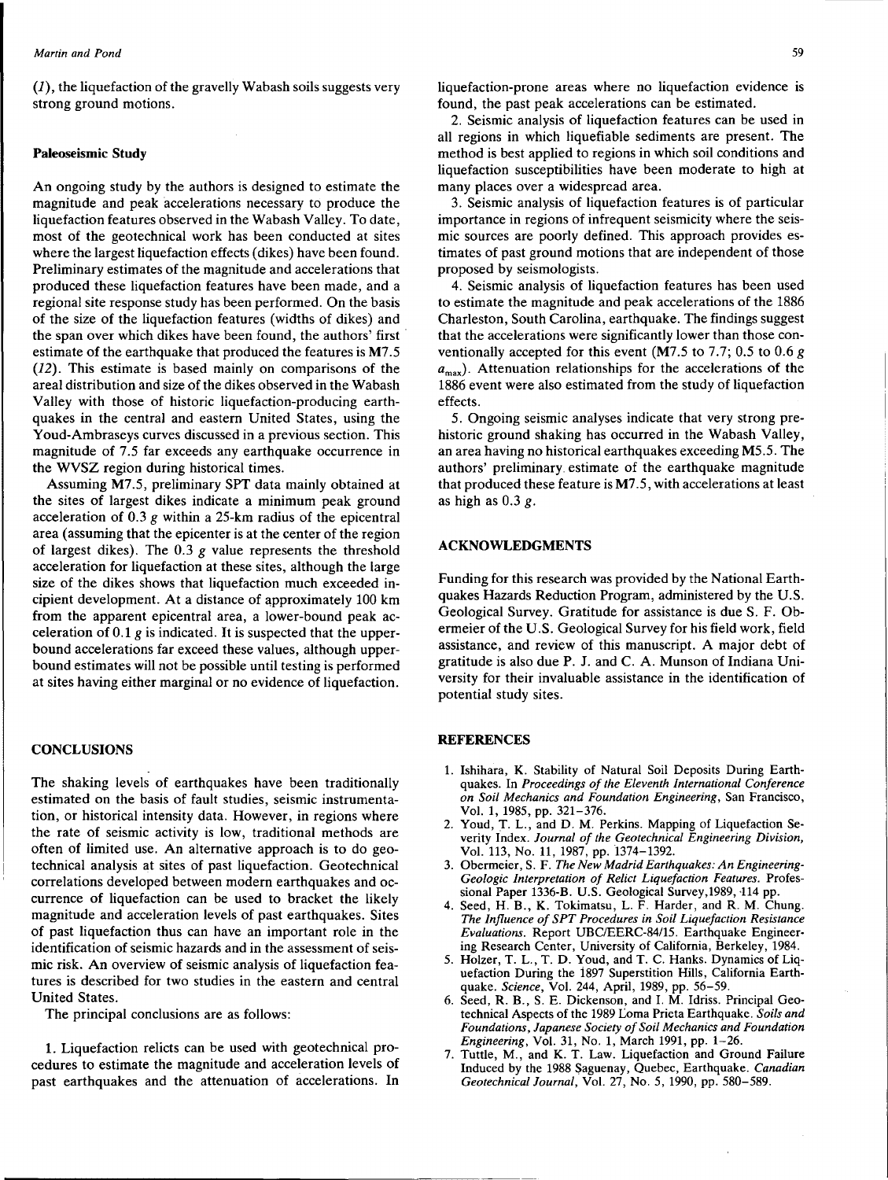(*1*), the liquefaction of the gravelly Wabash soils suggests very strong ground motions.

### Paleoseismic Study

An ongoing study by the authors is designed to estimate the magnitude and peak accelerations necessary to produce the liquefaction features observed in the Wabash Valley. To date, most of the geotechnical work has been conducted at sites where the largest liquefaction effects (dikes) have been found. Preliminary estimates of the magnitude and accelerations that produced these liquefaction features have been made, and a regional site response study has been performed. On the basis of the size of the liquefaction features (widths of dikes) and the span over which dikes have been found, the authors' first estimate of the earthquake that produced the features is M7.5 (*12*). This estimate is based mainly on comparisons of the areal distribution and size of the dikes observed in the Wabash Valley with those of historic liquefaction-producing earthquakes in the central and eastern United States, using the Youd-Ambraseys curves discussed in a previous section. This magnitude of 7.5 far exceeds any earthquake occurrence in the WVSZ region during historical times.

Assuming M7.5, preliminary SPT data mainly obtained at the sites of largest dikes indicate a minimum peak ground acceleration of 0.3 *g* within a 25-km radius of the epicentral area (assuming that the epicenter is at the center of the region of largest dikes). The 0.3 *g* value represents the threshold acceleration for liquefaction at these sites, although the large size of the dikes shows that liquefaction much exceeded incipient development. At a distance of approximately 100 km from the apparent epicentral area, a lower-bound peak acceleration of 0.1 *g* is indicated. It is suspected that the upper-bound accelerations far exceed these values, although upper-bound estimates will not be possible until testing is performed at sites having either marginal or no evidence of liquefaction.

## CONCLUSIONS

The shaking levels of earthquakes have been traditionally estimated on the basis of fault studies, seismic instrumentation, or historical intensity data. However, in regions where the rate of seismic activity is low, traditional methods are often of limited use. An alternative approach is to do geotechnical analysis at sites of past liquefaction. Geotechnical correlations developed between modern earthquakes and occurrence of liquefaction can be used to bracket the likely magnitude and acceleration levels of past earthquakes. Sites of past liquefaction thus can have an important role in the identification of seismic hazards and in the assessment of seismic risk. An overview of seismic analysis of liquefaction features is described for two studies in the eastern and central United States.

The principal conclusions are as follows:

1. Liquefaction relicts can be used with geotechnical procedures to estimate the magnitude and acceleration levels of past earthquakes and the attenuation of accelerations. In liquefaction-prone areas where no liquefaction evidence is found, the past peak accelerations can be estimated.

2. Seismic analysis of liquefaction features can be used in all regions in which liquefiable sediments are present. The method is best applied to regions in which soil conditions and liquefaction susceptibilities have been moderate to high at many places over a widespread area.

3. Seismic analysis of liquefaction features is of particular importance in regions of infrequent seismicity where the seismic sources are poorly defined. This approach provides estimates of past ground motions that are independent of those proposed by seismologists.

4. Seismic analysis of liquefaction features has been used to estimate the magnitude and peak accelerations of the 1886 Charleston, South Carolina, earthquake. The findings suggest that the accelerations were significantly lower than those conventionally accepted for this event (M7.5 to 7.7; 0.5 to 0.6 *g* $a_{max}$). Attenuation relationships for the accelerations of the 1886 event were also estimated from the study of liquefaction effects.

5. Ongoing seismic analyses indicate that very strong prehistoric ground shaking has occurred in the Wabash Valley, an area having no historical earthquakes exceeding M5.5. The authors' preliminary estimate of the earthquake magnitude that produced these feature is M7.5, with accelerations at least as high as 0.3 *g*.

## ACKNOWLEDGMENTS

Funding for this research was provided by the National Earthquakes Hazards Reduction Program, administered by the U.S. Geological Survey. Gratitude for assistance is due S. F. Obermeier of the U.S. Geological Survey for his field work, field assistance, and review of this manuscript. A major debt of gratitude is also due P. J. and C. A. Munson of Indiana University for their invaluable assistance in the identification of potential study sites.

## REFERENCES

1. Ishihara, K. Stability of Natural Soil Deposits During Earthquakes. In *Proceedings of the Eleventh International Conference on Soil Mechanics and Foundation Engineering*, San Francisco, Vol. 1, 1985, pp. 321–376.
2. Youd, T. L., and D. M. Perkins. Mapping of Liquefaction Severity Index. *Journal of the Geotechnical Engineering Division*, Vol. 113, No. 11, 1987, pp. 1374–1392.
3. Obermeier, S. F. *The New Madrid Earthquakes: An Engineering-Geologic Interpretation of Relict Liquefaction Features.* Professional Paper 1336-B. U.S. Geological Survey, 1989, 114 pp.
4. Seed, H. B., K. Tokimatsu, L. F. Harder, and R. M. Chung. *The Influence of SPT Procedures in Soil Liquefaction Resistance Evaluations.* Report UBC/EERC-84/15. Earthquake Engineering Research Center, University of California, Berkeley, 1984.
5. Holzer, T. L., T. D. Youd, and T. C. Hanks. Dynamics of Liquefaction During the 1897 Superstition Hills, California Earthquake. *Science*, Vol. 244, April, 1989, pp. 56–59.
6. Seed, R. B., S. E. Dickenson, and I. M. Idriss. Principal Geotechnical Aspects of the 1989 Loma Prieta Earthquake. *Soils and Foundations, Japanese Society of Soil Mechanics and Foundation Engineering*, Vol. 31, No. 1, March 1991, pp. 1–26.
7. Tuttle, M., and K. T. Law. Liquefaction and Ground Failure Induced by the 1988 Saguenay, Quebec, Earthquake. *Canadian Geotechnical Journal*, Vol. 27, No. 5, 1990, pp. 580–589.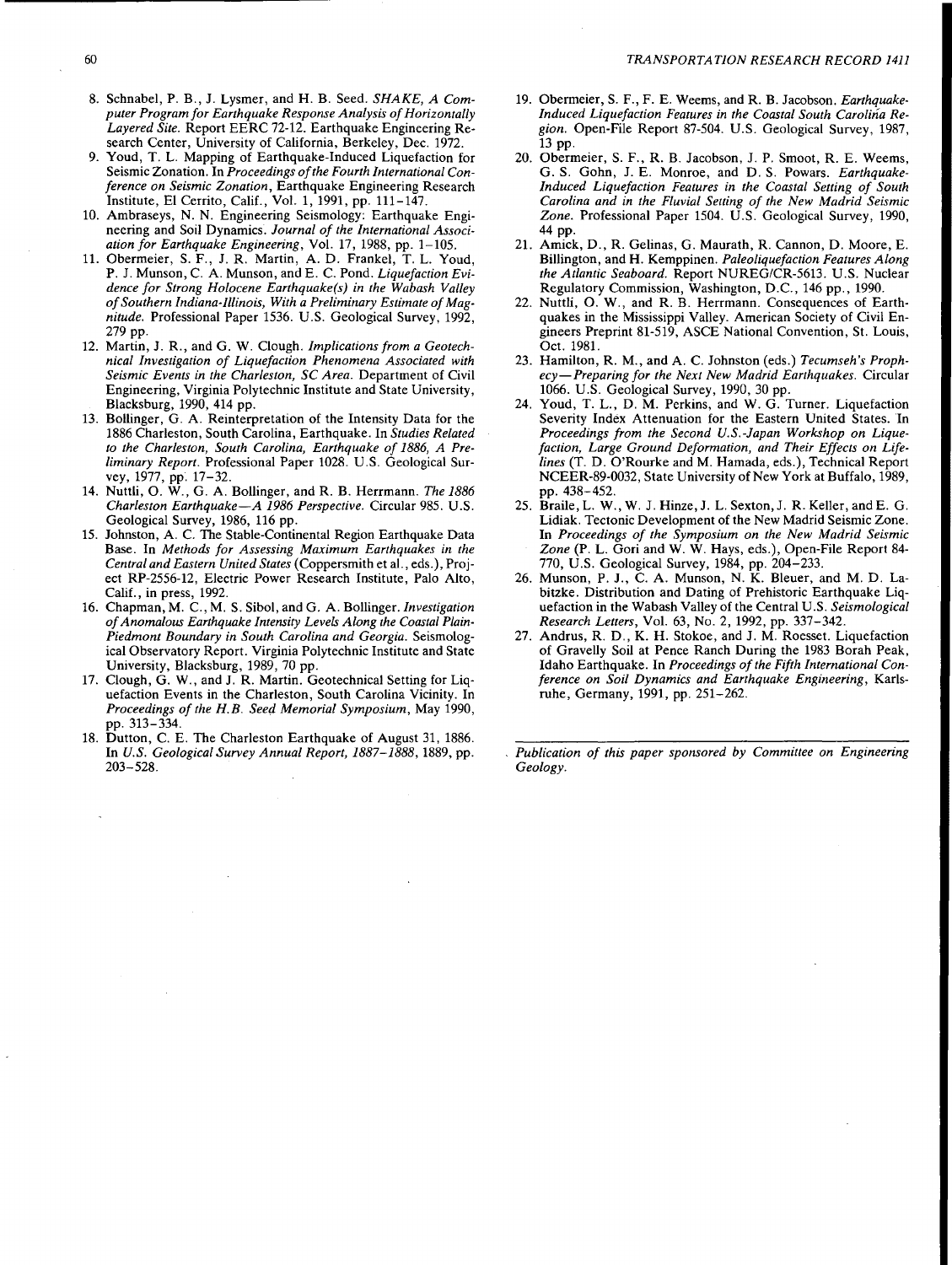8. Schnabel, P. B., J. Lysmer, and H. B. Seed. *SHAKE, A Computer Program for Earthquake Response Analysis of Horizontally Layered Site.* Report EERC 72-12. Earthquake Engineering Research Center, University of California, Berkeley, Dec. 1972.
9. Youd, T. L. Mapping of Earthquake-Induced Liquefaction for Seismic Zonation. In *Proceedings of the Fourth International Conference on Seismic Zonation*, Earthquake Engineering Research Institute, El Cerrito, Calif., Vol. 1, 1991, pp. 111–147.
10. Ambraseys, N. N. Engineering Seismology: Earthquake Engineering and Soil Dynamics. *Journal of the International Association for Earthquake Engineering*, Vol. 17, 1988, pp. 1–105.
11. Obermeier, S. F., J. R. Martin, A. D. Frankel, T. L. Youd, P. J. Munson, C. A. Munson, and E. C. Pond. *Liquefaction Evidence for Strong Holocene Earthquake(s) in the Wabash Valley of Southern Indiana-Illinois, With a Preliminary Estimate of Magnitude.* Professional Paper 1536. U.S. Geological Survey, 1992, 279 pp.
12. Martin, J. R., and G. W. Clough. *Implications from a Geotechnical Investigation of Liquefaction Phenomena Associated with Seismic Events in the Charleston, SC Area.* Department of Civil Engineering, Virginia Polytechnic Institute and State University, Blacksburg, 1990, 414 pp.
13. Bollinger, G. A. Reinterpretation of the Intensity Data for the 1886 Charleston, South Carolina, Earthquake. In *Studies Related to the Charleston, South Carolina, Earthquake of 1886, A Preliminary Report.* Professional Paper 1028. U.S. Geological Survey, 1977, pp. 17–32.
14. Nuttli, O. W., G. A. Bollinger, and R. B. Herrmann. *The 1886 Charleston Earthquake—A 1986 Perspective.* Circular 985. U.S. Geological Survey, 1986, 116 pp.
15. Johnston, A. C. The Stable-Continental Region Earthquake Data Base. In *Methods for Assessing Maximum Earthquakes in the Central and Eastern United States* (Coppersmith et al., eds.), Project RP-2556-12, Electric Power Research Institute, Palo Alto, Calif., in press, 1992.
16. Chapman, M. C., M. S. Sibol, and G. A. Bollinger. *Investigation of Anomalous Earthquake Intensity Levels Along the Coastal Plain-Piedmont Boundary in South Carolina and Georgia.* Seismological Observatory Report. Virginia Polytechnic Institute and State University, Blacksburg, 1989, 70 pp.
17. Clough, G. W., and J. R. Martin. Geotechnical Setting for Liquefaction Events in the Charleston, South Carolina Vicinity. In *Proceedings of the H.B. Seed Memorial Symposium*, May 1990, pp. 313–334.
18. Dutton, C. E. The Charleston Earthquake of August 31, 1886. In *U.S. Geological Survey Annual Report, 1887–1888*, 1889, pp. 203–528.
19. Obermeier, S. F., F. E. Weems, and R. B. Jacobson. *Earthquake-Induced Liquefaction Features in the Coastal South Carolina Region.* Open-File Report 87-504. U.S. Geological Survey, 1987, 13 pp.
20. Obermeier, S. F., R. B. Jacobson, J. P. Smoot, R. E. Weems, G. S. Gohn, J. E. Monroe, and D. S. Powars. *Earthquake-Induced Liquefaction Features in the Coastal Setting of South Carolina and in the Fluvial Setting of the New Madrid Seismic Zone.* Professional Paper 1504. U.S. Geological Survey, 1990, 44 pp.
21. Amick, D., R. Gelinas, G. Maurath, R. Cannon, D. Moore, E. Billington, and H. Kemppinen. *Paleoliquefaction Features Along the Atlantic Seaboard.* Report NUREG/CR-5613. U.S. Nuclear Regulatory Commission, Washington, D.C., 146 pp., 1990.
22. Nuttli, O. W., and R. B. Herrmann. Consequences of Earthquakes in the Mississippi Valley. American Society of Civil Engineers Preprint 81-519, ASCE National Convention, St. Louis, Oct. 1981.
23. Hamilton, R. M., and A. C. Johnston (eds.) *Tecumseh's Prophecy—Preparing for the Next New Madrid Earthquakes.* Circular 1066. U.S. Geological Survey, 1990, 30 pp.
24. Youd, T. L., D. M. Perkins, and W. G. Turner. Liquefaction Severity Index Attenuation for the Eastern United States. In *Proceedings from the Second U.S.-Japan Workshop on Liquefaction, Large Ground Deformation, and Their Effects on Lifelines* (T. D. O'Rourke and M. Hamada, eds.), Technical Report NCEER-89-0032, State University of New York at Buffalo, 1989, pp. 438–452.
25. Braile, L. W., W. J. Hinze, J. L. Sexton, J. R. Keller, and E. G. Lidiak. Tectonic Development of the New Madrid Seismic Zone. In *Proceedings of the Symposium on the New Madrid Seismic Zone* (P. L. Gori and W. W. Hays, eds.), Open-File Report 84-770, U.S. Geological Survey, 1984, pp. 204–233.
26. Munson, P. J., C. A. Munson, N. K. Bleuer, and M. D. Labitzke. Distribution and Dating of Prehistoric Earthquake Liquefaction in the Wabash Valley of the Central U.S. *Seismological Research Letters*, Vol. 63, No. 2, 1992, pp. 337–342.
27. Andrus, R. D., K. H. Stokoe, and J. M. Roesset. Liquefaction of Gravelly Soil at Pence Ranch During the 1983 Borah Peak, Idaho Earthquake. In *Proceedings of the Fifth International Conference on Soil Dynamics and Earthquake Engineering*, Karlsruhe, Germany, 1991, pp. 251–262.

*Publication of this paper sponsored by Committee on Engineering Geology.*